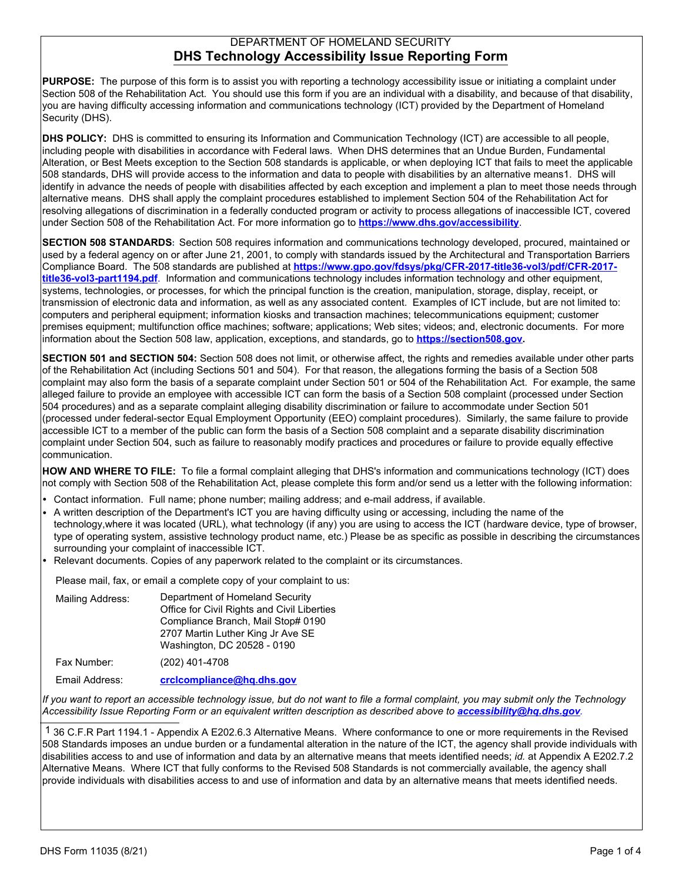DEPARTMENT OF HOMELAND SECURITY

# DHS Technology Accessibility Issue Reporting Form

**PURPOSE:** The purpose of this form is to assist you with reporting a technology accessibility issue or initiating a complaint under Section 508 of the Rehabilitation Act. You should use this form if you are an individual with a disability, and because of that disability, you are having difficulty accessing information and communications technology (ICT) provided by the Department of Homeland Security (DHS).

**DHS POLICY:** DHS is committed to ensuring its Information and Communication Technology (ICT) are accessible to all people, including people with disabilities in accordance with Federal laws. When DHS determines that an Undue Burden, Fundamental Alteration, or Best Meets exception to the Section 508 standards is applicable, or when deploying ICT that fails to meet the applicable 508 standards, DHS will provide access to the information and data to people with disabilities by an alternative means[1]. DHS will identify in advance the needs of people with disabilities affected by each exception and implement a plan to meet those needs through alternative means. DHS shall apply the complaint procedures established to implement Section 504 of the Rehabilitation Act for resolving allegations of discrimination in a federally conducted program or activity to process allegations of inaccessible ICT, covered under Section 508 of the Rehabilitation Act. For more information go to **https://www.dhs.gov/accessibility**.

**SECTION 508 STANDARDS:** Section 508 requires information and communications technology developed, procured, maintained or used by a federal agency on or after June 21, 2001, to comply with standards issued by the Architectural and Transportation Barriers Compliance Board. The 508 standards are published at **https://www.gpo.gov/fdsys/pkg/CFR-2017-title36-vol3/pdf/CFR-2017-title36-vol3-part1194.pdf**. Information and communications technology includes information technology and other equipment, systems, technologies, or processes, for which the principal function is the creation, manipulation, storage, display, receipt, or transmission of electronic data and information, as well as any associated content. Examples of ICT include, but are not limited to: computers and peripheral equipment; information kiosks and transaction machines; telecommunications equipment; customer premises equipment; multifunction office machines; software; applications; Web sites; videos; and, electronic documents. For more information about the Section 508 law, application, exceptions, and standards, go to **https://section508.gov.**

**SECTION 501 and SECTION 504:** Section 508 does not limit, or otherwise affect, the rights and remedies available under other parts of the Rehabilitation Act (including Sections 501 and 504). For that reason, the allegations forming the basis of a Section 508 complaint may also form the basis of a separate complaint under Section 501 or 504 of the Rehabilitation Act. For example, the same alleged failure to provide an employee with accessible ICT can form the basis of a Section 508 complaint (processed under Section 504 procedures) and as a separate complaint alleging disability discrimination or failure to accommodate under Section 501 (processed under federal-sector Equal Employment Opportunity (EEO) complaint procedures). Similarly, the same failure to provide accessible ICT to a member of the public can form the basis of a Section 508 complaint and a separate disability discrimination complaint under Section 504, such as failure to reasonably modify practices and procedures or failure to provide equally effective communication.

**HOW AND WHERE TO FILE:** To file a formal complaint alleging that DHS's information and communications technology (ICT) does not comply with Section 508 of the Rehabilitation Act, please complete this form and/or send us a letter with the following information:

- Contact information. Full name; phone number; mailing address; and e-mail address, if available.
- A written description of the Department's ICT you are having difficulty using or accessing, including the name of the technology,where it was located (URL), what technology (if any) you are using to access the ICT (hardware device, type of browser, type of operating system, assistive technology product name, etc.) Please be as specific as possible in describing the circumstances surrounding your complaint of inaccessible ICT.
- Relevant documents. Copies of any paperwork related to the complaint or its circumstances.

Please mail, fax, or email a complete copy of your complaint to us:

Mailing Address:
Department of Homeland Security
Office for Civil Rights and Civil Liberties
Compliance Branch, Mail Stop# 0190
2707 Martin Luther King Jr Ave SE
Washington, DC 20528 - 0190

Fax Number: (202) 401-4708

Email Address: **crclcompliance@hq.dhs.gov**

*If you want to report an accessible technology issue, but do not want to file a formal complaint, you may submit only the Technology Accessibility Issue Reporting Form or an equivalent written description as described above to* ***accessibility@hq.dhs.gov****.*

[1] 36 C.F.R Part 1194.1 - Appendix A E202.6.3 Alternative Means. Where conformance to one or more requirements in the Revised 508 Standards imposes an undue burden or a fundamental alteration in the nature of the ICT, the agency shall provide individuals with disabilities access to and use of information and data by an alternative means that meets identified needs; *id.* at Appendix A E202.7.2 Alternative Means. Where ICT that fully conforms to the Revised 508 Standards is not commercially available, the agency shall provide individuals with disabilities access to and use of information and data by an alternative means that meets identified needs.

DHS Form 11035 (8/21)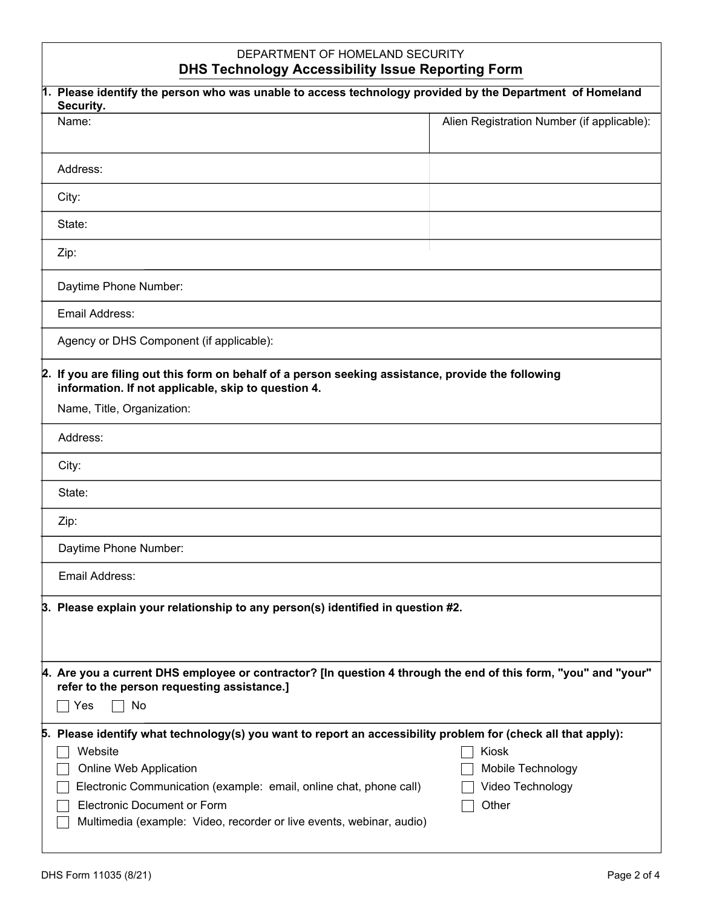DEPARTMENT OF HOMELAND SECURITY

# DHS Technology Accessibility Issue Reporting Form

**1. Please identify the person who was unable to access technology provided by the Department of Homeland Security.**

| Name: | Alien Registration Number (if applicable): |
|---|---|
| Address: | |
| City: | |
| State: | |
| Zip: | |

Daytime Phone Number:

Email Address:

Agency or DHS Component (if applicable):

**2. If you are filing out this form on behalf of a person seeking assistance, provide the following information. If not applicable, skip to question 4.**

Name, Title, Organization:

Address:

City:

State:

Zip:

Daytime Phone Number:

Email Address:

**3. Please explain your relationship to any person(s) identified in question #2.**

**4. Are you a current DHS employee or contractor? [In question 4 through the end of this form, "you" and "your" refer to the person requesting assistance.]**

☐ Yes ☐ No

**5. Please identify what technology(s) you want to report an accessibility problem for (check all that apply):**

- ☐ Website
- ☐ Online Web Application
- ☐ Electronic Communication (example: email, online chat, phone call)
- ☐ Electronic Document or Form
- ☐ Multimedia (example: Video, recorder or live events, webinar, audio)
- ☐ Kiosk
- ☐ Mobile Technology
- ☐ Video Technology
- ☐ Other

DHS Form 11035 (8/21)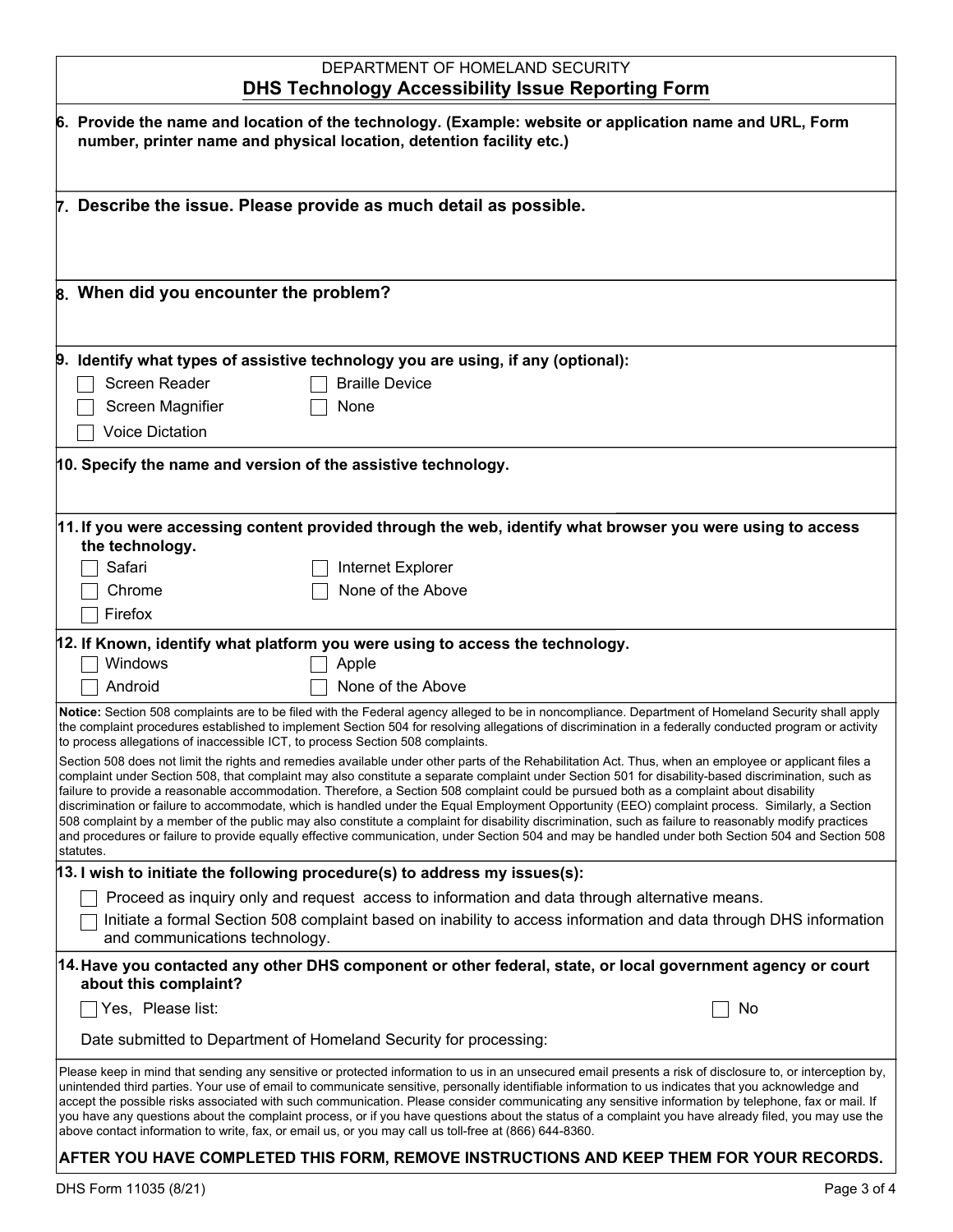DEPARTMENT OF HOMELAND SECURITY

## DHS Technology Accessibility Issue Reporting Form

**6. Provide the name and location of the technology. (Example: website or application name and URL, Form number, printer name and physical location, detention facility etc.)**

**7. Describe the issue. Please provide as much detail as possible.**

**8. When did you encounter the problem?**

**9. Identify what types of assistive technology you are using, if any (optional):**

- [ ] Screen Reader
- [ ] Braille Device
- [ ] Screen Magnifier
- [ ] None
- [ ] Voice Dictation

**10. Specify the name and version of the assistive technology.**

**11. If you were accessing content provided through the web, identify what browser you were using to access the technology.**

- [ ] Safari
- [ ] Internet Explorer
- [ ] Chrome
- [ ] None of the Above
- [ ] Firefox

**12. If Known, identify what platform you were using to access the technology.**

- [ ] Windows
- [ ] Apple
- [ ] Android
- [ ] None of the Above

**Notice:** Section 508 complaints are to be filed with the Federal agency alleged to be in noncompliance. Department of Homeland Security shall apply the complaint procedures established to implement Section 504 for resolving allegations of discrimination in a federally conducted program or activity to process allegations of inaccessible ICT, to process Section 508 complaints.

Section 508 does not limit the rights and remedies available under other parts of the Rehabilitation Act. Thus, when an employee or applicant files a complaint under Section 508, that complaint may also constitute a separate complaint under Section 501 for disability-based discrimination, such as failure to provide a reasonable accommodation. Therefore, a Section 508 complaint could be pursued both as a complaint about disability discrimination or failure to accommodate, which is handled under the Equal Employment Opportunity (EEO) complaint process. Similarly, a Section 508 complaint by a member of the public may also constitute a complaint for disability discrimination, such as failure to reasonably modify practices and procedures or failure to provide equally effective communication, under Section 504 and may be handled under both Section 504 and Section 508 statutes.

**13. I wish to initiate the following procedure(s) to address my issues(s):**

- [ ] Proceed as inquiry only and request access to information and data through alternative means.
- [ ] Initiate a formal Section 508 complaint based on inability to access information and data through DHS information and communications technology.

**14. Have you contacted any other DHS component or other federal, state, or local government agency or court about this complaint?**

- [ ] Yes, Please list:
- [ ] No

Date submitted to Department of Homeland Security for processing:

Please keep in mind that sending any sensitive or protected information to us in an unsecured email presents a risk of disclosure to, or interception by, unintended third parties. Your use of email to communicate sensitive, personally identifiable information to us indicates that you acknowledge and accept the possible risks associated with such communication. Please consider communicating any sensitive information by telephone, fax or mail. If you have any questions about the complaint process, or if you have questions about the status of a complaint you have already filed, you may use the above contact information to write, fax, or email us, or you may call us toll-free at (866) 644-8360.

**AFTER YOU HAVE COMPLETED THIS FORM, REMOVE INSTRUCTIONS AND KEEP THEM FOR YOUR RECORDS.**

DHS Form 11035 (8/21)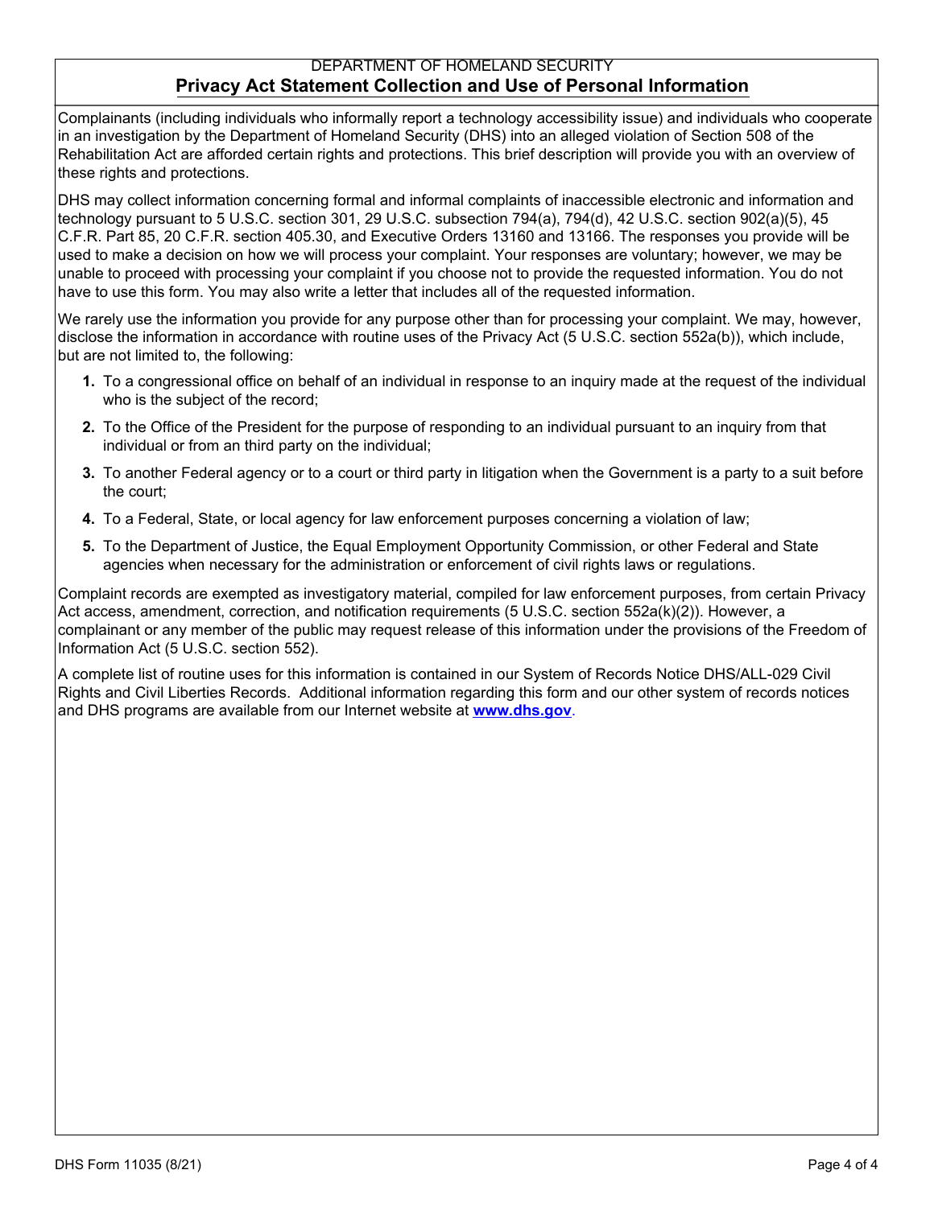DEPARTMENT OF HOMELAND SECURITY

## Privacy Act Statement Collection and Use of Personal Information

Complainants (including individuals who informally report a technology accessibility issue) and individuals who cooperate in an investigation by the Department of Homeland Security (DHS) into an alleged violation of Section 508 of the Rehabilitation Act are afforded certain rights and protections. This brief description will provide you with an overview of these rights and protections.

DHS may collect information concerning formal and informal complaints of inaccessible electronic and information and technology pursuant to 5 U.S.C. section 301, 29 U.S.C. subsection 794(a), 794(d), 42 U.S.C. section 902(a)(5), 45 C.F.R. Part 85, 20 C.F.R. section 405.30, and Executive Orders 13160 and 13166. The responses you provide will be used to make a decision on how we will process your complaint. Your responses are voluntary; however, we may be unable to proceed with processing your complaint if you choose not to provide the requested information. You do not have to use this form. You may also write a letter that includes all of the requested information.

We rarely use the information you provide for any purpose other than for processing your complaint. We may, however, disclose the information in accordance with routine uses of the Privacy Act (5 U.S.C. section 552a(b)), which include, but are not limited to, the following:

1. To a congressional office on behalf of an individual in response to an inquiry made at the request of the individual who is the subject of the record;
2. To the Office of the President for the purpose of responding to an individual pursuant to an inquiry from that individual or from an third party on the individual;
3. To another Federal agency or to a court or third party in litigation when the Government is a party to a suit before the court;
4. To a Federal, State, or local agency for law enforcement purposes concerning a violation of law;
5. To the Department of Justice, the Equal Employment Opportunity Commission, or other Federal and State agencies when necessary for the administration or enforcement of civil rights laws or regulations.

Complaint records are exempted as investigatory material, compiled for law enforcement purposes, from certain Privacy Act access, amendment, correction, and notification requirements (5 U.S.C. section 552a(k)(2)). However, a complainant or any member of the public may request release of this information under the provisions of the Freedom of Information Act (5 U.S.C. section 552).

A complete list of routine uses for this information is contained in our System of Records Notice DHS/ALL-029 Civil Rights and Civil Liberties Records. Additional information regarding this form and our other system of records notices and DHS programs are available from our Internet website at **www.dhs.gov**.

DHS Form 11035 (8/21)